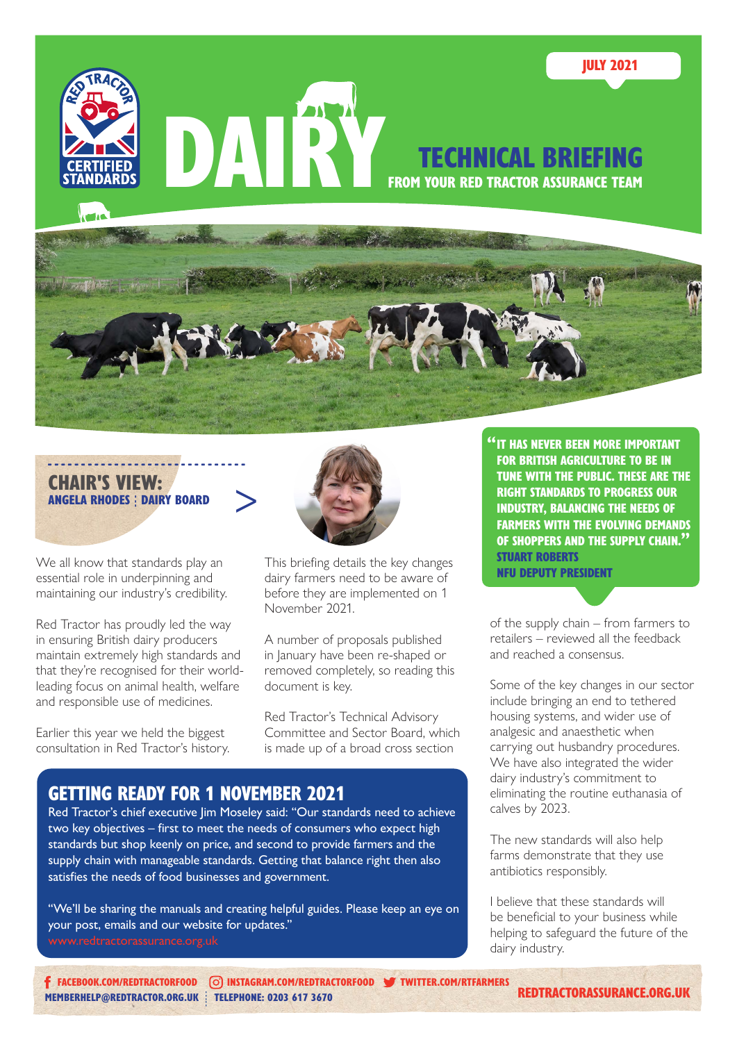JULY 2021

# DAIRY TECHNICAL BRIEFING

## FROM YOUR RED TRACTOR ASSURANCE TEAM

## CHAIR'S VIEW:

**ANGELA RHODES | DAIRY BOARD**

We all know that standards play an essential role in underpinning and maintaining our industry's credibility.

Red Tractor has proudly led the way in ensuring British dairy producers maintain extremely high standards and that they're recognised for their world-leading focus on animal health, welfare and responsible use of medicines.

Earlier this year we held the biggest consultation in Red Tractor's history.

This briefing details the key changes dairy farmers need to be aware of before they are implemented on 1 November 2021.

A number of proposals published in January have been re-shaped or removed completely, so reading this document is key.

Red Tractor's Technical Advisory Committee and Sector Board, which is made up of a broad cross section of the supply chain – from farmers to retailers – reviewed all the feedback and reached a consensus.

Some of the key changes in our sector include bringing an end to tethered housing systems, and wider use of analgesic and anaesthetic when carrying out husbandry procedures. We have also integrated the wider dairy industry's commitment to eliminating the routine euthanasia of calves by 2023.

The new standards will also help farms demonstrate that they use antibiotics responsibly.

I believe that these standards will be beneficial to your business while helping to safeguard the future of the dairy industry.

> **"IT HAS NEVER BEEN MORE IMPORTANT FOR BRITISH AGRICULTURE TO BE IN TUNE WITH THE PUBLIC. THESE ARE THE RIGHT STANDARDS TO PROGRESS OUR INDUSTRY, BALANCING THE NEEDS OF FARMERS WITH THE EVOLVING DEMANDS OF SHOPPERS AND THE SUPPLY CHAIN."**
>
> **STUART ROBERTS**
> **NFU DEPUTY PRESIDENT**

## GETTING READY FOR 1 NOVEMBER 2021

Red Tractor's chief executive Jim Moseley said: "Our standards need to achieve two key objectives – first to meet the needs of consumers who expect high standards but shop keenly on price, and second to provide farmers and the supply chain with manageable standards. Getting that balance right then also satisfies the needs of food businesses and government.

"We'll be sharing the manuals and creating helpful guides. Please keep an eye on your post, emails and our website for updates."

www.redtractorassurance.org.uk

FACEBOOK.COM/REDTRACTORFOOD | INSTAGRAM.COM/REDTRACTORFOOD | TWITTER.COM/RTFARMERS
MEMBERHELP@REDTRACTOR.ORG.UK | TELEPHONE: 0203 617 3670
REDTRACTORASSURANCE.ORG.UK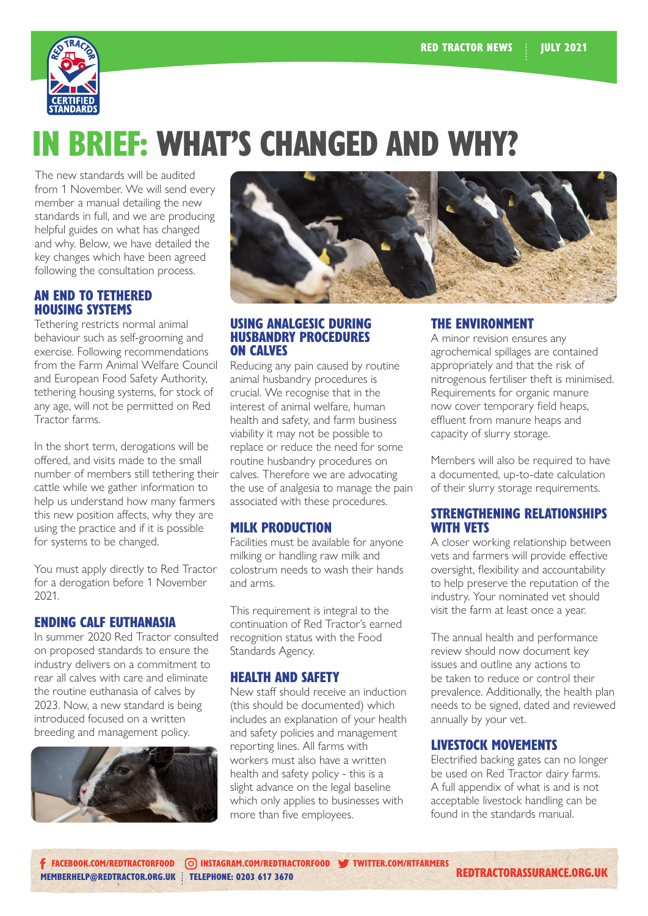# IN BRIEF: WHAT'S CHANGED AND WHY?

The new standards will be audited from 1 November. We will send every member a manual detailing the new standards in full, and we are producing helpful guides on what has changed and why. Below, we have detailed the key changes which have been agreed following the consultation process.

## AN END TO TETHERED HOUSING SYSTEMS

Tethering restricts normal animal behaviour such as self-grooming and exercise. Following recommendations from the Farm Animal Welfare Council and European Food Safety Authority, tethering housing systems, for stock of any age, will not be permitted on Red Tractor farms.

In the short term, derogations will be offered, and visits made to the small number of members still tethering their cattle while we gather information to help us understand how many farmers this new position affects, why they are using the practice and if it is possible for systems to be changed.

You must apply directly to Red Tractor for a derogation before 1 November 2021.

## ENDING CALF EUTHANASIA

In summer 2020 Red Tractor consulted on proposed standards to ensure the industry delivers on a commitment to rear all calves with care and eliminate the routine euthanasia of calves by 2023. Now, a new standard is being introduced focused on a written breeding and management policy.

## USING ANALGESIC DURING HUSBANDRY PROCEDURES ON CALVES

Reducing any pain caused by routine animal husbandry procedures is crucial. We recognise that in the interest of animal welfare, human health and safety, and farm business viability it may not be possible to replace or reduce the need for some routine husbandry procedures on calves. Therefore we are advocating the use of analgesia to manage the pain associated with these procedures.

## MILK PRODUCTION

Facilities must be available for anyone milking or handling raw milk and colostrum needs to wash their hands and arms.

This requirement is integral to the continuation of Red Tractor's earned recognition status with the Food Standards Agency.

## HEALTH AND SAFETY

New staff should receive an induction (this should be documented) which includes an explanation of your health and safety policies and management reporting lines. All farms with workers must also have a written health and safety policy - this is a slight advance on the legal baseline which only applies to businesses with more than five employees.

## THE ENVIRONMENT

A minor revision ensures any agrochemical spillages are contained appropriately and that the risk of nitrogenous fertiliser theft is minimised. Requirements for organic manure now cover temporary field heaps, effluent from manure heaps and capacity of slurry storage.

Members will also be required to have a documented, up-to-date calculation of their slurry storage requirements.

## STRENGTHENING RELATIONSHIPS WITH VETS

A closer working relationship between vets and farmers will provide effective oversight, flexibility and accountability to help preserve the reputation of the industry. Your nominated vet should visit the farm at least once a year.

The annual health and performance review should now document key issues and outline any actions to be taken to reduce or control their prevalence. Additionally, the health plan needs to be signed, dated and reviewed annually by your vet.

## LIVESTOCK MOVEMENTS

Electrified backing gates can no longer be used on Red Tractor dairy farms. A full appendix of what is and is not acceptable livestock handling can be found in the standards manual.

FACEBOOK.COM/REDTRACTORFOOD | INSTAGRAM.COM/REDTRACTORFOOD | TWITTER.COM/RTFARMERS
MEMBERHELP@REDTRACTOR.ORG.UK | TELEPHONE: 0203 617 3670
REDTRACTORASSURANCE.ORG.UK